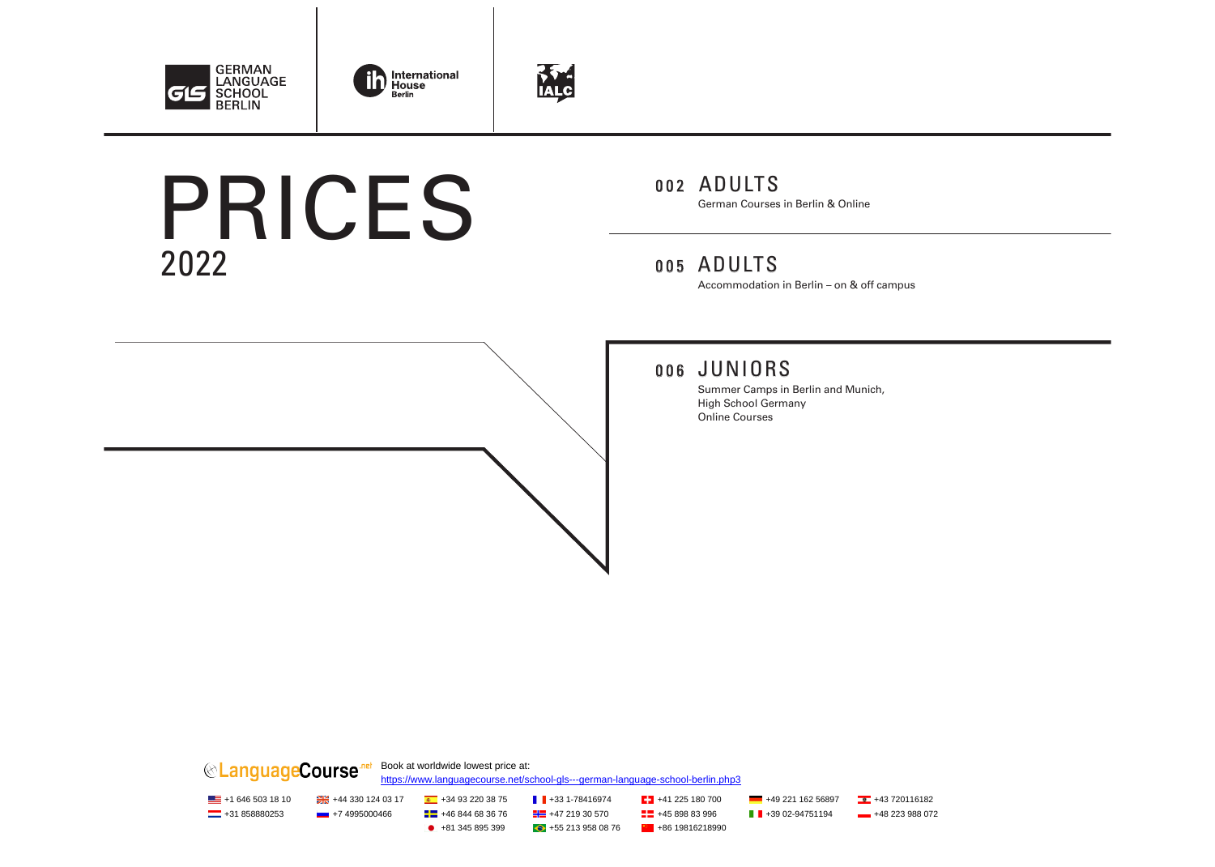GERMAN LANGUAGE SCHOOL BERLIN

International House Berlin

IALC

# PRICES 2022

**002** ADULTS
German Courses in Berlin & Online

**005** ADULTS
Accommodation in Berlin – on & off campus

**006** JUNIORS
Summer Camps in Berlin and Munich,
High School Germany
Online Courses

LanguageCourse.net Book at worldwide lowest price at:
https://www.languagecourse.net/school-gls---german-language-school-berlin.php3

+1 646 503 18 10 | +44 330 124 03 17 | +34 93 220 38 75 | +33 1-78416974 | +41 225 180 700 | +49 221 162 56897 | +43 720116182
+31 858880253 | +7 4995000466 | +46 844 68 36 76 | +47 219 30 570 | +45 898 83 996 | +39 02-94751194 | +48 223 988 072
+81 345 895 399 | +55 213 958 08 76 | +86 19816218990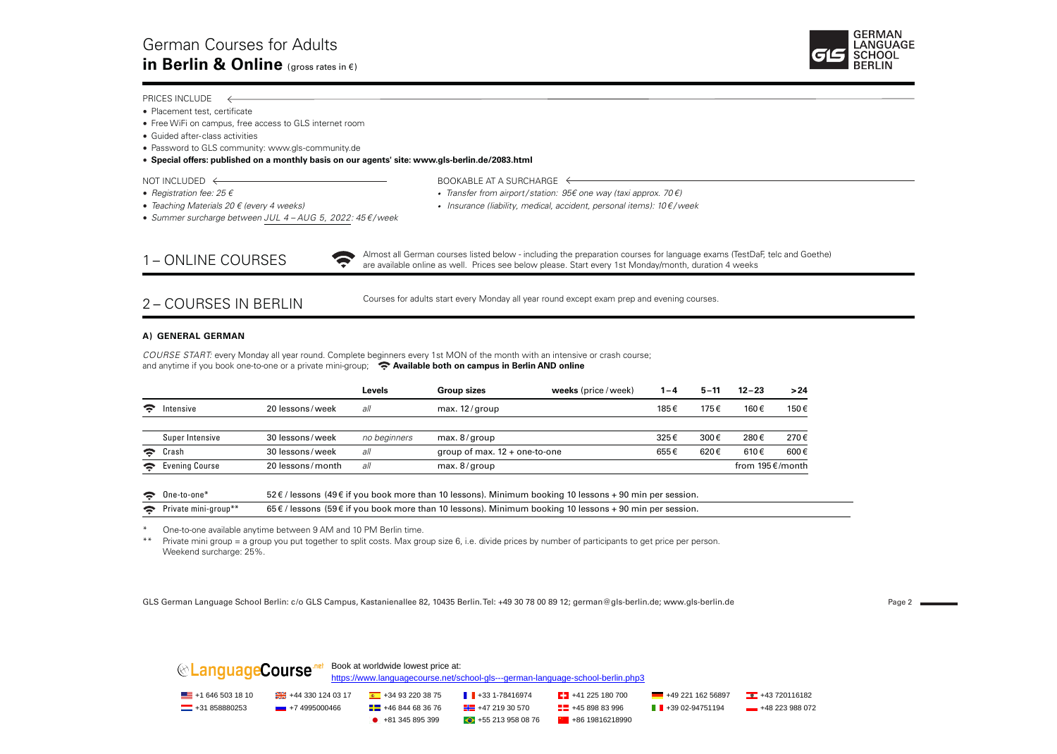# German Courses for Adults
## in Berlin & Online (gross rates in €)

GERMAN LANGUAGE SCHOOL BERLIN

PRICES INCLUDE

- Placement test, certificate
- Free WiFi on campus, free access to GLS internet room
- Guided after-class activities
- Password to GLS community: www.gls-community.de
- **Special offers: published on a monthly basis on our agents' site: www.gls-berlin.de/2083.html**

NOT INCLUDED

- *Registration fee: 25 €*
- *Teaching Materials 20 € (every 4 weeks)*
- *Summer surcharge between JUL 4 – AUG 5, 2022: 45 €/week*

BOOKABLE AT A SURCHARGE

- *Transfer from airport/station: 95€ one way (taxi approx. 70 €)*
- *Insurance (liability, medical, accident, personal items): 10 €/week*

## 1 – ONLINE COURSES

Almost all German courses listed below - including the preparation courses for language exams (TestDaF, telc and Goethe) are available online as well. Prices see below please. Start every 1st Monday/month, duration 4 weeks

## 2 – COURSES IN BERLIN

Courses for adults start every Monday all year round except exam prep and evening courses.

### A) GENERAL GERMAN

*COURSE START:* every Monday all year round. Complete beginners every 1st MON of the month with an intensive or crash course; and anytime if you book one-to-one or a private mini-group; **Available both on campus in Berlin AND online**

| | | Levels | Group sizes | weeks (price/week) 1 – 4 | 5 – 11 | 12 – 23 | > 24 |
|---|---|---|---|---|---|---|---|
| Intensive (online available) | 20 lessons/week | *all* | max. 12/group | 185 € | 175 € | 160 € | 150 € |
| Super Intensive | 30 lessons/week | *no beginners* | max. 8/group | 325 € | 300 € | 280 € | 270 € |
| Crash (online available) | 30 lessons/week | *all* | group of max. 12 + one-to-one | 655 € | 620 € | 610 € | 600 € |
| Evening Course (online available) | 20 lessons/month | *all* | max. 8/group | | | from 195 €/month | |

| | |
|---|---|
| One-to-one* (online available) | 52 € / lessons (49 € if you book more than 10 lessons). Minimum booking 10 lessons + 90 min per session. |
| Private mini-group** (online available) | 65 € / lessons (59 € if you book more than 10 lessons). Minimum booking 10 lessons + 90 min per session. |

\* One-to-one available anytime between 9 AM and 10 PM Berlin time.

\*\* Private mini group = a group you put together to split costs. Max group size 6, i.e. divide prices by number of participants to get price per person. Weekend surcharge: 25%.

GLS German Language School Berlin: c/o GLS Campus, Kastanienallee 82, 10435 Berlin. Tel: +49 30 78 00 89 12; german@gls-berlin.de; www.gls-berlin.de

LanguageCourse.net — Book at worldwide lowest price at: https://www.languagecourse.net/school-gls---german-language-school-berlin.php3

+1 646 503 18 10 | +44 330 124 03 17 | +34 93 220 38 75 | +33 1-78416974 | +41 225 180 700 | +49 221 162 56897 | +43 720116182
+31 858880253 | +7 4995000466 | +46 844 68 36 76 | +47 219 30 570 | +45 898 83 996 | +39 02-94751194 | +48 223 988 072
+81 345 895 399 | +55 213 958 08 76 | +86 19816218990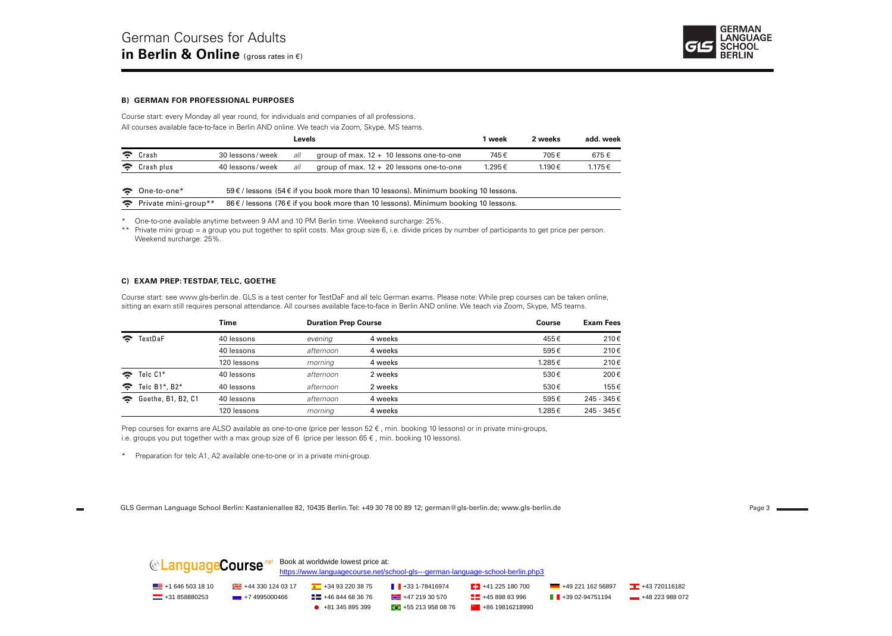# German Courses for Adults
**in Berlin & Online** (gross rates in €)

GERMAN LANGUAGE SCHOOL BERLIN

### B) GERMAN FOR PROFESSIONAL PURPOSES

Course start: every Monday all year round, for individuals and companies of all professions.
All courses available face-to-face in Berlin AND online. We teach via Zoom, Skype, MS teams.

| | | Levels | | 1 week | 2 weeks | add. week |
|---|---|---|---|---|---|---|
| Crash | 30 lessons/week | *all* | group of max. 12 + 10 lessons one-to-one | 745 € | 705 € | 675 € |
| Crash plus | 40 lessons/week | *all* | group of max. 12 + 20 lessons one-to-one | 1.295 € | 1.190 € | 1.175 € |

| | |
|---|---|
| One-to-one* | 59 € / lessons (54 € if you book more than 10 lessons). Minimum booking 10 lessons. |
| Private mini-group** | 86 € / lessons (76 € if you book more than 10 lessons). Minimum booking 10 lessons. |

\* One-to-one available anytime between 9 AM and 10 PM Berlin time. Weekend surcharge: 25%.

\*\* Private mini group = a group you put together to split costs. Max group size 6, i.e. divide prices by number of participants to get price per person. Weekend surcharge: 25%.

### C) EXAM PREP: TESTDAF, TELC, GOETHE

Course start: see www.gls-berlin.de. GLS is a test center for TestDaF and all telc German exams. Please note: While prep courses can be taken online, sitting an exam still requires personal attendance. All courses available face-to-face in Berlin AND online. We teach via Zoom, Skype, MS teams.

| | Time | Duration Prep Course | | Course | Exam Fees |
|---|---|---|---|---|---|
| TestDaF | 40 lessons | *evening* | 4 weeks | 455 € | 210 € |
| | 40 lessons | *afternoon* | 4 weeks | 595 € | 210 € |
| | 120 lessons | *morning* | 4 weeks | 1.285 € | 210 € |
| Telc C1* | 40 lessons | *afternoon* | 2 weeks | 530 € | 200 € |
| Telc B1*, B2* | 40 lessons | *afternoon* | 2 weeks | 530 € | 155 € |
| Goethe, B1, B2, C1 | 40 lessons | *afternoon* | 4 weeks | 595 € | 245 - 345 € |
| | 120 lessons | *morning* | 4 weeks | 1.285 € | 245 - 345 € |

Prep courses for exams are ALSO available as one-to-one (price per lesson 52 € , min. booking 10 lessons) or in private mini-groups, i.e. groups you put together with a max group size of 6 (price per lesson 65 € , min. booking 10 lessons).

\* Preparation for telc A1, A2 available one-to-one or in a private mini-group.

GLS German Language School Berlin: Kastanienallee 82, 10435 Berlin. Tel: +49 30 78 00 89 12; german@gls-berlin.de; www.gls-berlin.de

LanguageCourse.net — Book at worldwide lowest price at:
https://www.languagecourse.net/school-gls---german-language-school-berlin.php3

+1 646 503 18 10 | +44 330 124 03 17 | +34 93 220 38 75 | +33 1-78416974 | +41 225 180 700 | +49 221 162 56897 | +43 720116182
+31 858880253 | +7 4995000466 | +46 844 68 36 76 | +47 219 30 570 | +45 898 83 996 | +39 02-94751194 | +48 223 988 072
+81 345 895 399 | +55 213 958 08 76 | +86 19816218990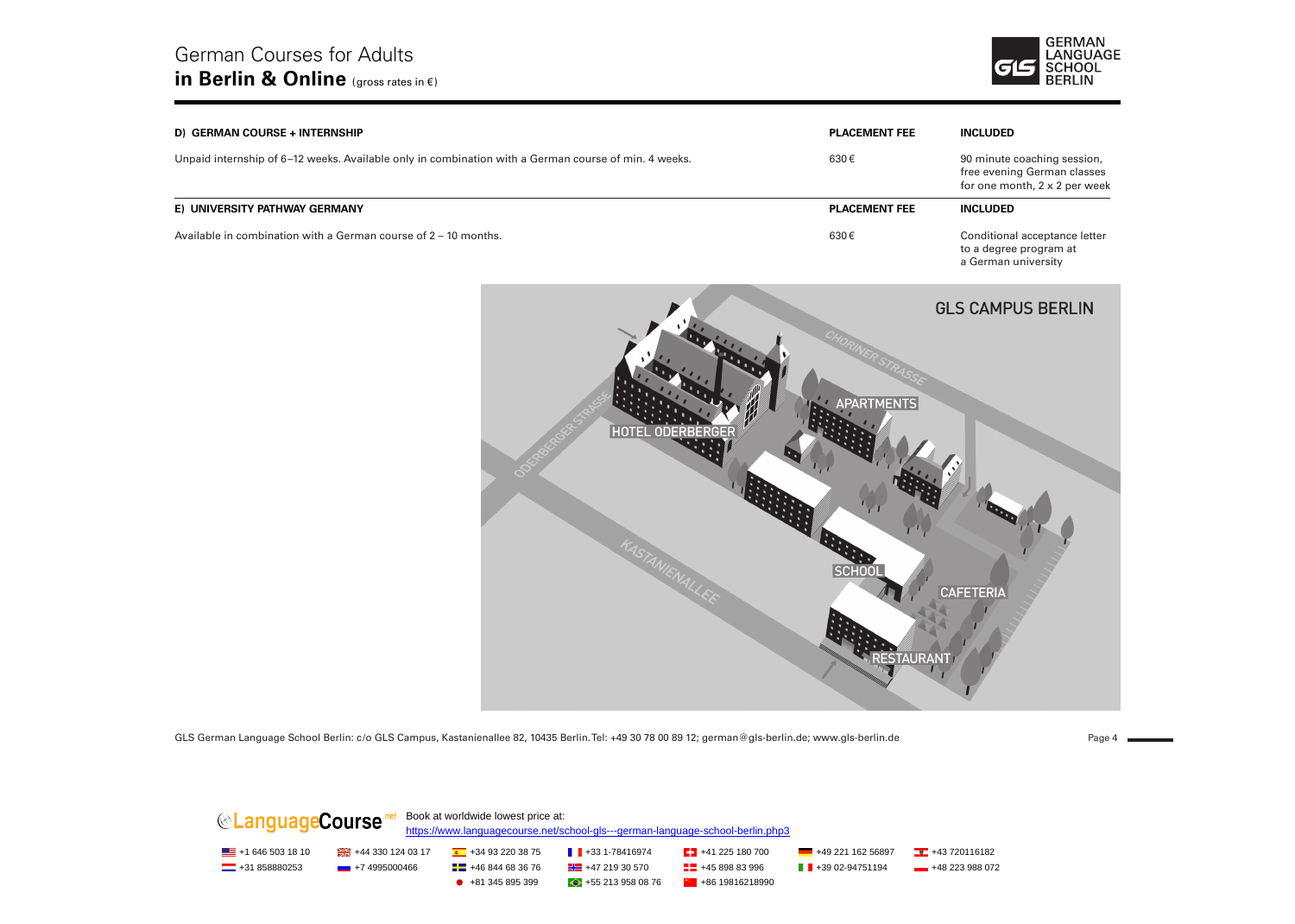# German Courses for Adults
## in Berlin & Online (gross rates in €)

| D) GERMAN COURSE + INTERNSHIP | PLACEMENT FEE | INCLUDED |
|---|---|---|
| Unpaid internship of 6–12 weeks. Available only in combination with a German course of min. 4 weeks. | 630 € | 90 minute coaching session, free evening German classes for one month, 2 x 2 per week |

| E) UNIVERSITY PATHWAY GERMANY | PLACEMENT FEE | INCLUDED |
|---|---|---|
| Available in combination with a German course of 2 – 10 months. | 630 € | Conditional acceptance letter to a degree program at a German university |

GLS CAMPUS BERLIN

GLS German Language School Berlin: c/o GLS Campus, Kastanienallee 82, 10435 Berlin. Tel: +49 30 78 00 89 12; german@gls-berlin.de; www.gls-berlin.de

LanguageCourse.net Book at worldwide lowest price at: https://www.languagecourse.net/school-gls---german-language-school-berlin.php3

+1 646 503 18 10 | +44 330 124 03 17 | +34 93 220 38 75 | +33 1-78416974 | +41 225 180 700 | +49 221 162 56897 | +43 720116182
+31 858880253 | +7 4995000466 | +46 844 68 36 76 | +47 219 30 570 | +45 898 83 996 | +39 02-94751194 | +48 223 988 072
+81 345 895 399 | +55 213 958 08 76 | +86 19816218990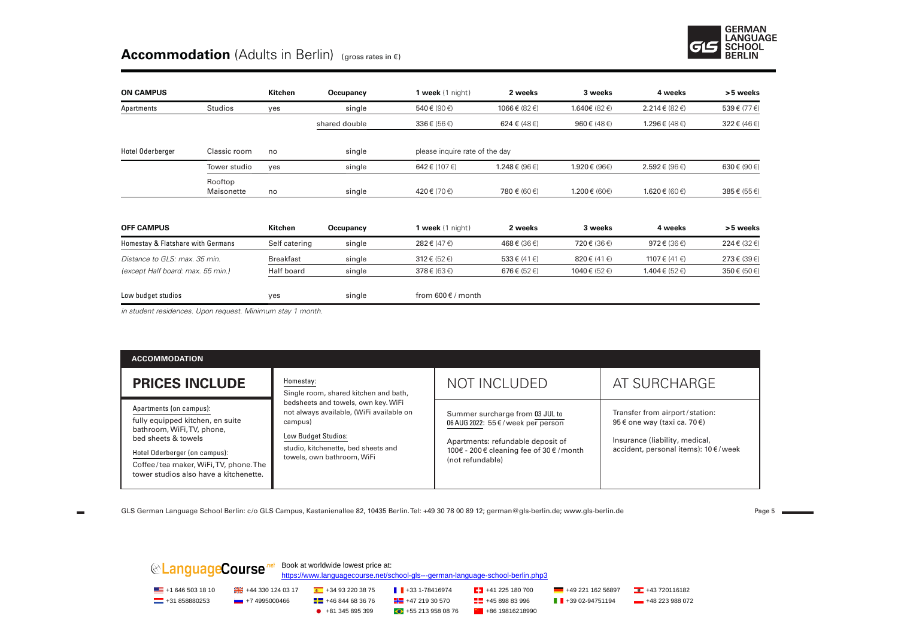# Accommodation (Adults in Berlin) (gross rates in €)

| ON CAMPUS | | Kitchen | Occupancy | 1 week (1 night) | 2 weeks | 3 weeks | 4 weeks | >5 weeks |
|---|---|---|---|---|---|---|---|---|
| Apartments | Studios | yes | single | 540 € (90 €) | 1066 € (82 €) | 1.640€ (82 €) | 2.214 € (82 €) | 539 € (77 €) |
| | | | shared double | 336 € (56 €) | 624 € (48 €) | 960 € (48 €) | 1.296 € (48 €) | 322 € (46 €) |
| Hotel Oderberger | Classic room | no | single | please inquire rate of the day | | | | |
| | Tower studio | yes | single | 642 € (107 €) | 1.248 € (96 €) | 1.920 € (96€) | 2.592 € (96 €) | 630 € (90 €) |
| | Rooftop Maisonette | no | single | 420 € (70 €) | 780 € (60 €) | 1.200 € (60€) | 1.620 € (60 €) | 385 € (55 €) |

| OFF CAMPUS | Kitchen | Occupancy | 1 week (1 night) | 2 weeks | 3 weeks | 4 weeks | >5 weeks |
|---|---|---|---|---|---|---|---|
| Homestay & Flatshare with Germans | Self catering | single | 282 € (47 €) | 468 € (36 €) | 720 € (36 €) | 972 € (36 €) | 224 € (32 €) |
| *Distance to GLS: max. 35 min.* | Breakfast | single | 312 € (52 €) | 533 € (41 €) | 820 € (41 €) | 1107 € (41 €) | 273 € (39 €) |
| *(except Half board: max. 55 min.)* | Half board | single | 378 € (63 €) | 676 € (52 €) | 1040 € (52 €) | 1.404 € (52 €) | 350 € (50 €) |
| Low budget studios | yes | single | from 600 € / month | | | | |

*in student residences. Upon request. Minimum stay 1 month.*

## ACCOMMODATION

### PRICES INCLUDE

Apartments (on campus):
fully equipped kitchen, en suite bathroom, WiFi, TV, phone, bed sheets & towels

Hotel Oderberger (on campus):
Coffee / tea maker, WiFi, TV, phone. The tower studios also have a kitchenette.

Homestay:
Single room, shared kitchen and bath, bedsheets and towels, own key. WiFi not always available, (WiFi available on campus)

Low Budget Studios:
studio, kitchenette, bed sheets and towels, own bathroom, WiFi

### NOT INCLUDED

Summer surcharge from 03 JUL to 06 AUG 2022: 55 € / week per person

Apartments: refundable deposit of 100€ - 200 € cleaning fee of 30 € / month (not refundable)

### AT SURCHARGE

Transfer from airport / station: 95 € one way (taxi ca. 70 €)

Insurance (liability, medical, accident, personal items): 10 € / week

GLS German Language School Berlin: c/o GLS Campus, Kastanienallee 82, 10435 Berlin. Tel: +49 30 78 00 89 12; german@gls-berlin.de; www.gls-berlin.de

LanguageCourse.net Book at worldwide lowest price at:
https://www.languagecourse.net/school-gls---german-language-school-berlin.php3

+1 646 503 18 10 | +44 330 124 03 17 | +34 93 220 38 75 | +33 1-78416974 | +41 225 180 700 | +49 221 162 56897 | +43 720116182
+31 858880253 | +7 4995000466 | +46 844 68 36 76 | +47 219 30 570 | +45 898 83 996 | +39 02-94751194 | +48 223 988 072
+81 345 895 399 | +55 213 958 08 76 | +86 19816218990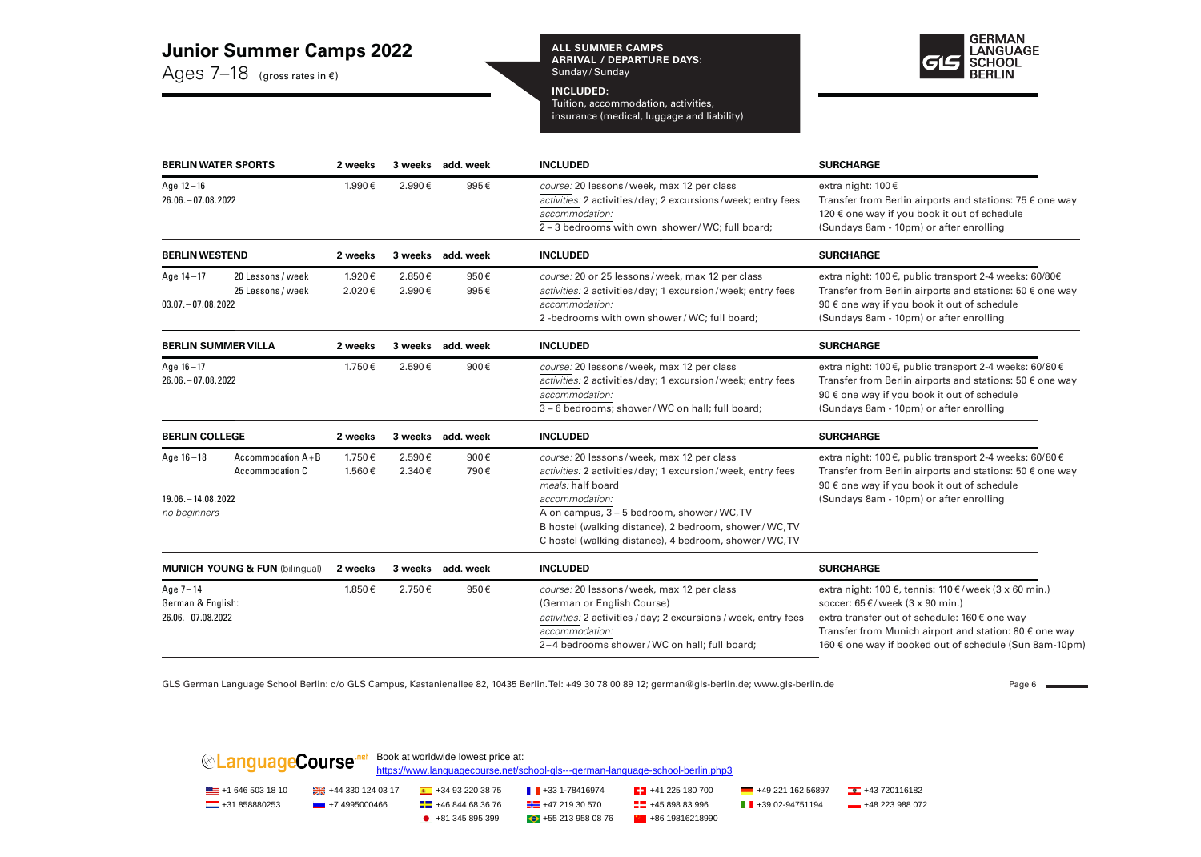# Junior Summer Camps 2022

Ages 7–18 (gross rates in €)

**ALL SUMMER CAMPS**
**ARRIVAL / DEPARTURE DAYS:**
Sunday / Sunday

**INCLUDED:**
Tuition, accommodation, activities, insurance (medical, luggage and liability)

**GERMAN LANGUAGE SCHOOL BERLIN**

| BERLIN WATER SPORTS | | 2 weeks | 3 weeks | add. week | INCLUDED | SURCHARGE |
|---|---|---|---|---|---|---|
| Age 12–16<br>26.06.–07.08.2022 | | 1.990 € | 2.990 € | 995 € | *course:* 20 lessons / week, max 12 per class<br>*activities:* 2 activities / day; 2 excursions / week; entry fees<br>*accommodation:*<br>2–3 bedrooms with own shower / WC; full board; | extra night: 100 €<br>Transfer from Berlin airports and stations: 75 € one way<br>120 € one way if you book it out of schedule<br>(Sundays 8am - 10pm) or after enrolling |

| BERLIN WESTEND | | 2 weeks | 3 weeks | add. week | INCLUDED | SURCHARGE |
|---|---|---|---|---|---|---|
| Age 14–17<br>03.07.–07.08.2022 | 20 Lessons / week | 1.920 € | 2.850 € | 950 € | *course:* 20 or 25 lessons / week, max 12 per class<br>*activities:* 2 activities / day; 1 excursion / week; entry fees<br>*accommodation:*<br>2-bedrooms with own shower / WC; full board; | extra night: 100 €, public transport 2-4 weeks: 60/80€<br>Transfer from Berlin airports and stations: 50 € one way<br>90 € one way if you book it out of schedule<br>(Sundays 8am - 10pm) or after enrolling |
| | 25 Lessons / week | 2.020 € | 2.990 € | 995 € | | |

| BERLIN SUMMER VILLA | | 2 weeks | 3 weeks | add. week | INCLUDED | SURCHARGE |
|---|---|---|---|---|---|---|
| Age 16–17<br>26.06.–07.08.2022 | | 1.750 € | 2.590 € | 900 € | *course:* 20 lessons / week, max 12 per class<br>*activities:* 2 activities / day; 1 excursion / week; entry fees<br>*accommodation:*<br>3–6 bedrooms; shower / WC on hall; full board; | extra night: 100 €, public transport 2-4 weeks: 60/80 €<br>Transfer from Berlin airports and stations: 50 € one way<br>90 € one way if you book it out of schedule<br>(Sundays 8am - 10pm) or after enrolling |

| BERLIN COLLEGE | | 2 weeks | 3 weeks | add. week | INCLUDED | SURCHARGE |
|---|---|---|---|---|---|---|
| Age 16–18<br>19.06.–14.08.2022<br>*no beginners* | Accommodation A+B | 1.750 € | 2.590 € | 900 € | *course:* 20 lessons / week, max 12 per class<br>*activities:* 2 activities / day; 1 excursion / week, entry fees<br>*meals:* half board<br>*accommodation:*<br>A on campus, 3–5 bedroom, shower / WC, TV<br>B hostel (walking distance), 2 bedroom, shower / WC, TV<br>C hostel (walking distance), 4 bedroom, shower / WC, TV | extra night: 100 €, public transport 2-4 weeks: 60/80 €<br>Transfer from Berlin airports and stations: 50 € one way<br>90 € one way if you book it out of schedule<br>(Sundays 8am - 10pm) or after enrolling |
| | Accommodation C | 1.560 € | 2.340 € | 790 € | | |

| MUNICH YOUNG & FUN (bilingual) | | 2 weeks | 3 weeks | add. week | INCLUDED | SURCHARGE |
|---|---|---|---|---|---|---|
| Age 7–14<br>German & English:<br>26.06.–07.08.2022 | | 1.850 € | 2.750 € | 950 € | *course:* 20 lessons / week, max 12 per class<br>(German or English Course)<br>*activities:* 2 activities / day; 2 excursions / week, entry fees<br>*accommodation:*<br>2–4 bedrooms shower / WC on hall; full board; | extra night: 100 €, tennis: 110 € / week (3 x 60 min.)<br>soccer: 65 € / week (3 x 90 min.)<br>extra transfer out of schedule: 160 € one way<br>Transfer from Munich airport and station: 80 € one way<br>160 € one way if booked out of schedule (Sun 8am-10pm) |

GLS German Language School Berlin: c/o GLS Campus, Kastanienallee 82, 10435 Berlin. Tel: +49 30 78 00 89 12; german@gls-berlin.de; www.gls-berlin.de

LanguageCourse.net — Book at worldwide lowest price at:
https://www.languagecourse.net/school-gls---german-language-school-berlin.php3

+1 646 503 18 10 · +44 330 124 03 17 · +34 93 220 38 75 · +33 1-78416974 · +41 225 180 700 · +49 221 162 56897 · +43 720116182
+31 858880253 · +7 4995000466 · +46 844 68 36 76 · +47 219 30 570 · +45 898 83 996 · +39 02-94751194 · +48 223 988 072
+81 345 895 399 · +55 213 958 08 76 · +86 19816218990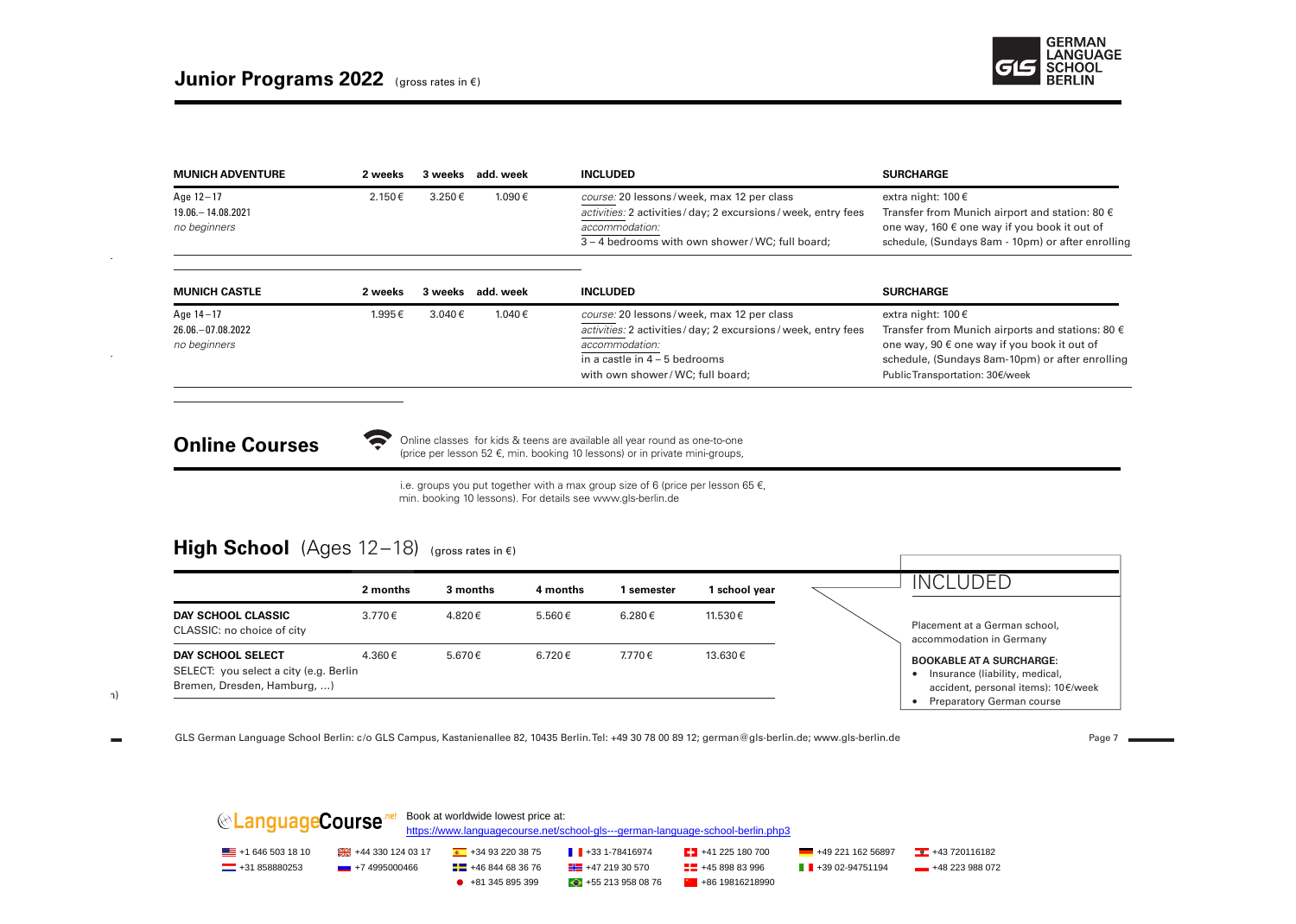# Junior Programs 2022 (gross rates in €)

| MUNICH ADVENTURE | 2 weeks | 3 weeks | add. week | INCLUDED | SURCHARGE |
|---|---|---|---|---|---|
| Age 12–17<br>19.06.– 14.08.2021<br>*no beginners* | 2.150 € | 3.250 € | 1.090 € | *course:* 20 lessons / week, max 12 per class<br>*activities:* 2 activities / day; 2 excursions / week, entry fees<br>*accommodation:*<br>3 – 4 bedrooms with own shower / WC; full board; | extra night: 100 €<br>Transfer from Munich airport and station: 80 € one way, 160 € one way if you book it out of schedule, (Sundays 8am - 10pm) or after enrolling |

| MUNICH CASTLE | 2 weeks | 3 weeks | add. week | INCLUDED | SURCHARGE |
|---|---|---|---|---|---|
| Age 14–17<br>26.06.– 07.08.2022<br>*no beginners* | 1.995 € | 3.040 € | 1.040 € | *course:* 20 lessons / week, max 12 per class<br>*activities:* 2 activities / day; 2 excursions / week, entry fees<br>*accommodation:*<br>in a castle in 4 – 5 bedrooms<br>with own shower / WC; full board; | extra night: 100 €<br>Transfer from Munich airports and stations: 80 € one way, 90 € one way if you book it out of schedule, (Sundays 8am-10pm) or after enrolling<br>Public Transportation: 30€/week |

## Online Courses

Online classes for kids & teens are available all year round as one-to-one (price per lesson 52 €, min. booking 10 lessons) or in private mini-groups, i.e. groups you put together with a max group size of 6 (price per lesson 65 €, min. booking 10 lessons). For details see www.gls-berlin.de

## High School (Ages 12–18) (gross rates in €)

| | 2 months | 3 months | 4 months | 1 semester | 1 school year |
|---|---|---|---|---|---|
| **DAY SCHOOL CLASSIC**<br>CLASSIC: no choice of city | 3.770 € | 4.820 € | 5.560 € | 6.280 € | 11.530 € |
| **DAY SCHOOL SELECT**<br>SELECT: you select a city (e.g. Berlin Bremen, Dresden, Hamburg, ...) | 4.360 € | 5.670 € | 6.720 € | 7.770 € | 13.630 € |

### INCLUDED

Placement at a German school, accommodation in Germany

**BOOKABLE AT A SURCHARGE:**

- Insurance (liability, medical, accident, personal items): 10€/week
- Preparatory German course

GLS German Language School Berlin: c/o GLS Campus, Kastanienallee 82, 10435 Berlin. Tel: +49 30 78 00 89 12; german@gls-berlin.de; www.gls-berlin.de

LanguageCourse.net — Book at worldwide lowest price at:
https://www.languagecourse.net/school-gls---german-language-school-berlin.php3

+1 646 503 18 10 | +44 330 124 03 17 | +34 93 220 38 75 | +33 1-78416974 | +41 225 180 700 | +49 221 162 56897 | +43 720116182 | +31 858880253 | +7 4995000466 | +46 844 68 36 76 | +47 219 30 570 | +45 898 83 996 | +39 02-94751194 | +48 223 988 072 | +81 345 895 399 | +55 213 958 08 76 | +86 19816218990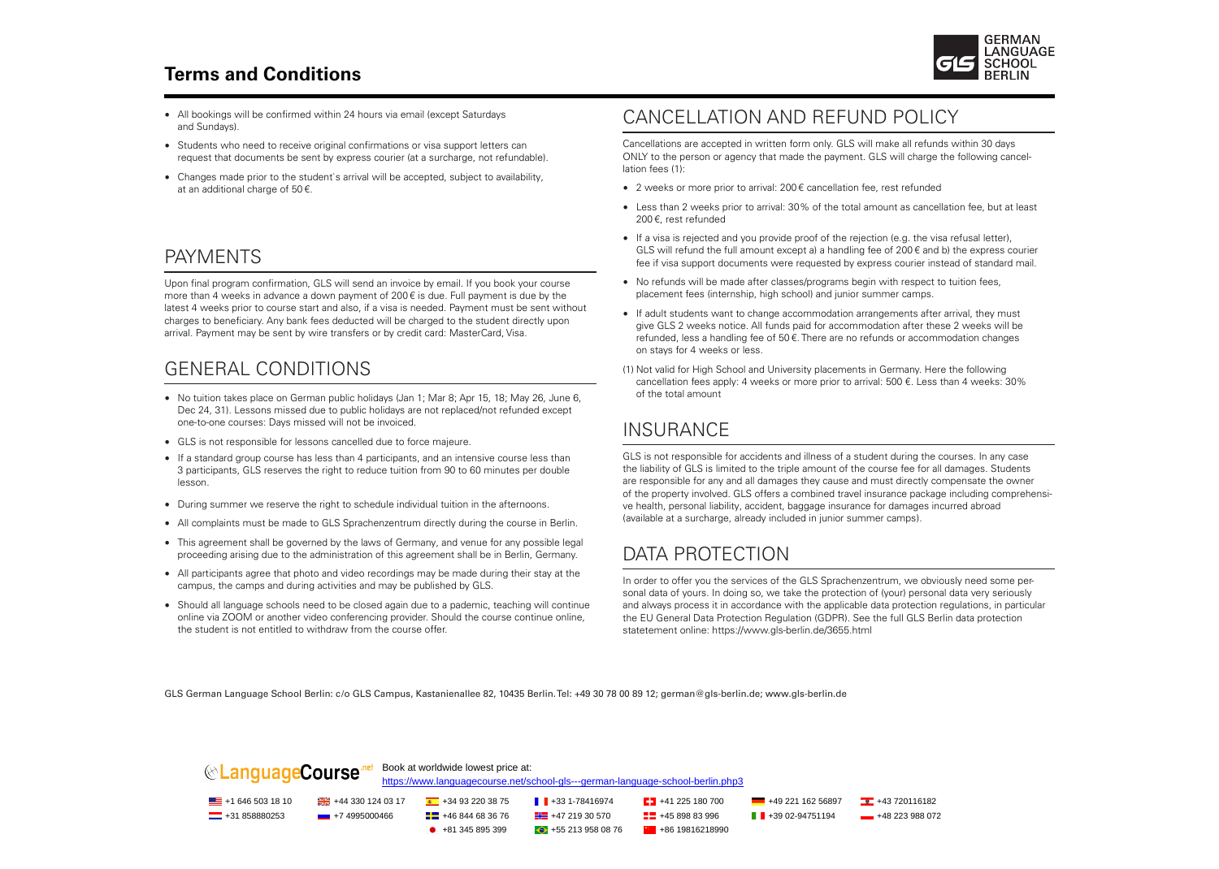# Terms and Conditions

GERMAN LANGUAGE SCHOOL BERLIN

- All bookings will be confirmed within 24 hours via email (except Saturdays and Sundays).
- Students who need to receive original confirmations or visa support letters can request that documents be sent by express courier (at a surcharge, not refundable).
- Changes made prior to the student`s arrival will be accepted, subject to availability, at an additional charge of 50 €.

## PAYMENTS

Upon final program confirmation, GLS will send an invoice by email. If you book your course more than 4 weeks in advance a down payment of 200 € is due. Full payment is due by the latest 4 weeks prior to course start and also, if a visa is needed. Payment must be sent without charges to beneficiary. Any bank fees deducted will be charged to the student directly upon arrival. Payment may be sent by wire transfers or by credit card: MasterCard, Visa.

## GENERAL CONDITIONS

- No tuition takes place on German public holidays (Jan 1; Mar 8; Apr 15, 18; May 26, June 6, Dec 24, 31). Lessons missed due to public holidays are not replaced/not refunded except one-to-one courses: Days missed will not be invoiced.
- GLS is not responsible for lessons cancelled due to force majeure.
- If a standard group course has less than 4 participants, and an intensive course less than 3 participants, GLS reserves the right to reduce tuition from 90 to 60 minutes per double lesson.
- During summer we reserve the right to schedule individual tuition in the afternoons.
- All complaints must be made to GLS Sprachenzentrum directly during the course in Berlin.
- This agreement shall be governed by the laws of Germany, and venue for any possible legal proceeding arising due to the administration of this agreement shall be in Berlin, Germany.
- All participants agree that photo and video recordings may be made during their stay at the campus, the camps and during activities and may be published by GLS.
- Should all language schools need to be closed again due to a pademic, teaching will continue online via ZOOM or another video conferencing provider. Should the course continue online, the student is not entitled to withdraw from the course offer.

## CANCELLATION AND REFUND POLICY

Cancellations are accepted in written form only. GLS will make all refunds within 30 days ONLY to the person or agency that made the payment. GLS will charge the following cancellation fees (1):

- 2 weeks or more prior to arrival: 200 € cancellation fee, rest refunded
- Less than 2 weeks prior to arrival: 30% of the total amount as cancellation fee, but at least 200 €, rest refunded
- If a visa is rejected and you provide proof of the rejection (e.g. the visa refusal letter), GLS will refund the full amount except a) a handling fee of 200 € and b) the express courier fee if visa support documents were requested by express courier instead of standard mail.
- No refunds will be made after classes/programs begin with respect to tuition fees, placement fees (internship, high school) and junior summer camps.
- If adult students want to change accommodation arrangements after arrival, they must give GLS 2 weeks notice. All funds paid for accommodation after these 2 weeks will be refunded, less a handling fee of 50 €. There are no refunds or accommodation changes on stays for 4 weeks or less.

(1) Not valid for High School and University placements in Germany. Here the following cancellation fees apply: 4 weeks or more prior to arrival: 500 €. Less than 4 weeks: 30% of the total amount

## INSURANCE

GLS is not responsible for accidents and illness of a student during the courses. In any case the liability of GLS is limited to the triple amount of the course fee for all damages. Students are responsible for any and all damages they cause and must directly compensate the owner of the property involved. GLS offers a combined travel insurance package including comprehensive health, personal liability, accident, baggage insurance for damages incurred abroad (available at a surcharge, already included in junior summer camps).

## DATA PROTECTION

In order to offer you the services of the GLS Sprachenzentrum, we obviously need some personal data of yours. In doing so, we take the protection of (your) personal data very seriously and always process it in accordance with the applicable data protection regulations, in particular the EU General Data Protection Regulation (GDPR). See the full GLS Berlin data protection statetement online: https://www.gls-berlin.de/3655.html

GLS German Language School Berlin: c/o GLS Campus, Kastanienallee 82, 10435 Berlin. Tel: +49 30 78 00 89 12; german@gls-berlin.de; www.gls-berlin.de

LanguageCourse.net Book at worldwide lowest price at: https://www.languagecourse.net/school-gls---german-language-school-berlin.php3

+1 646 503 18 10 | +44 330 124 03 17 | +34 93 220 38 75 | +33 1-78416974 | +41 225 180 700 | +49 221 162 56897 | +43 720116182
+31 858880253 | +7 4995000466 | +46 844 68 36 76 | +47 219 30 570 | +45 898 83 996 | +39 02-94751194 | +48 223 988 072
+81 345 895 399 | +55 213 958 08 76 | +86 19816218990